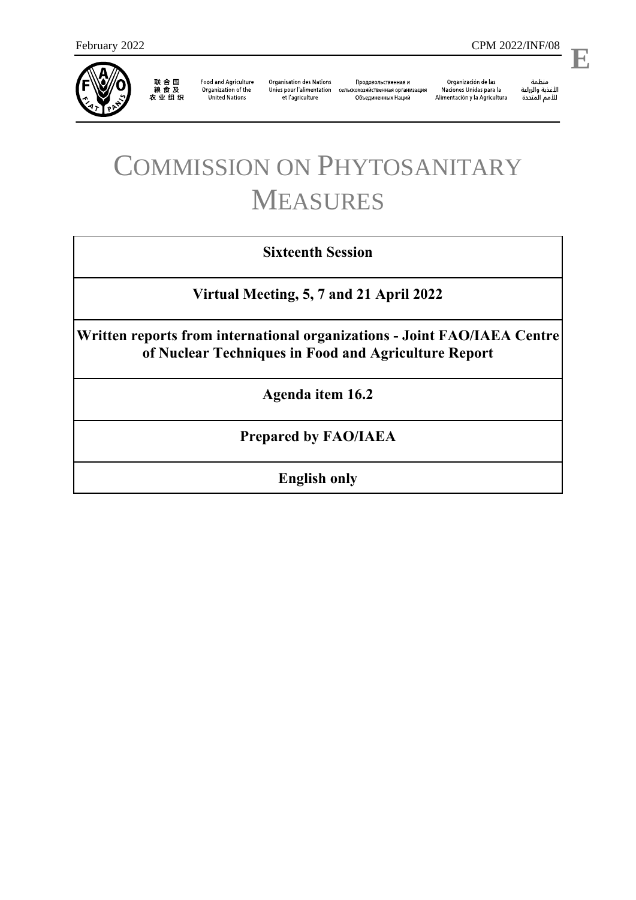February 2022 CPM 2022/INF/08

**E**

联合国粮食及农业组织 Food and Agriculture Organization of the United Nations Organisation des Nations Unies pour l'alimentation et l'agriculture Продовольственная и сельскохозяйственная организация Объединенных Наций Organización de las Naciones Unidas para la Alimentación y la Agricultura منظمة الأغذية والزراعة للأمم المتحدة

# COMMISSION ON PHYTOSANITARY MEASURES

| **Sixteenth Session** |
|---|
| **Virtual Meeting, 5, 7 and 21 April 2022** |
| **Written reports from international organizations - Joint FAO/IAEA Centre of Nuclear Techniques in Food and Agriculture Report** |
| **Agenda item 16.2** |
| **Prepared by FAO/IAEA** |
| **English only** |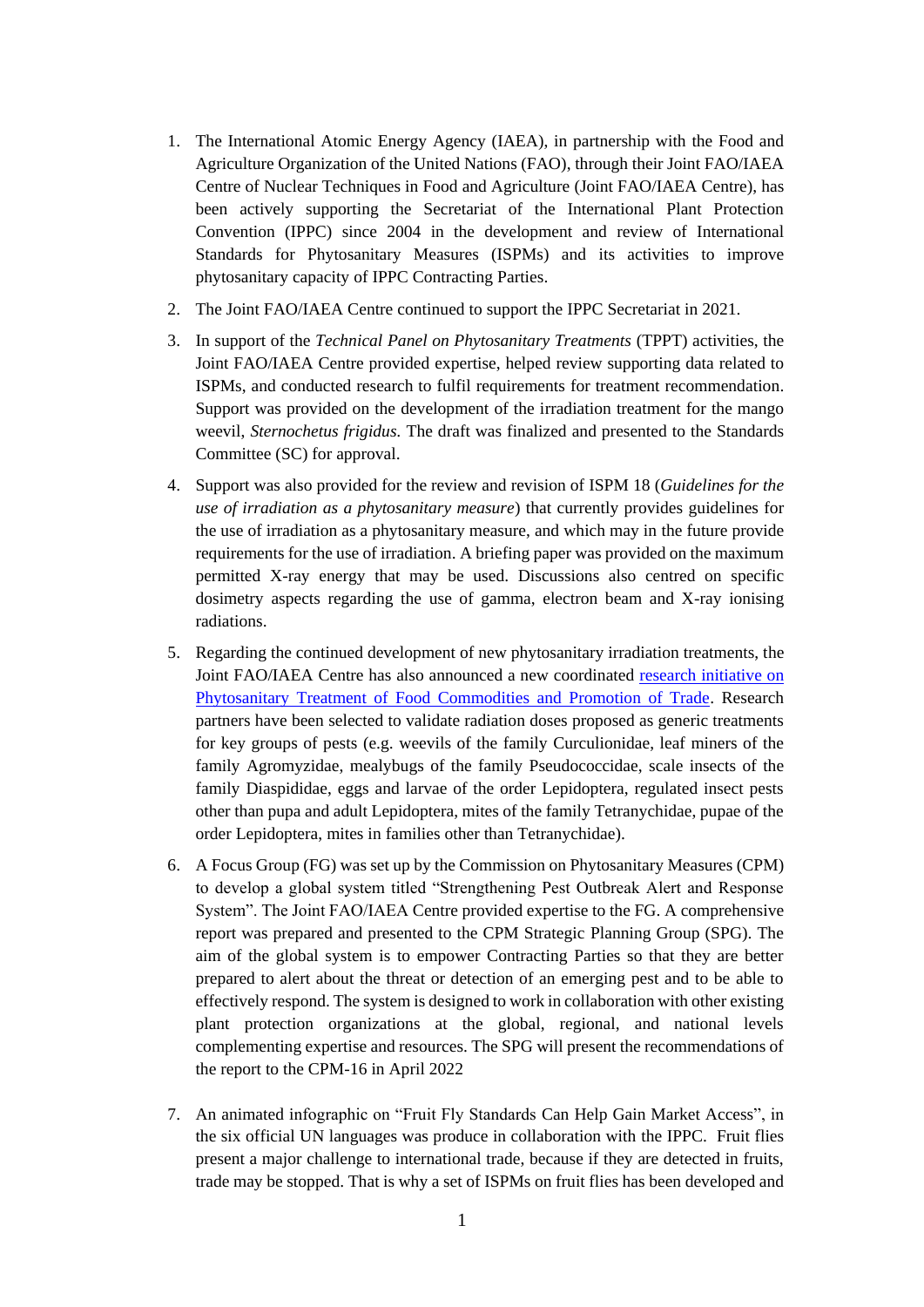1. The International Atomic Energy Agency (IAEA), in partnership with the Food and Agriculture Organization of the United Nations (FAO), through their Joint FAO/IAEA Centre of Nuclear Techniques in Food and Agriculture (Joint FAO/IAEA Centre), has been actively supporting the Secretariat of the International Plant Protection Convention (IPPC) since 2004 in the development and review of International Standards for Phytosanitary Measures (ISPMs) and its activities to improve phytosanitary capacity of IPPC Contracting Parties.

2. The Joint FAO/IAEA Centre continued to support the IPPC Secretariat in 2021.

3. In support of the *Technical Panel on Phytosanitary Treatments* (TPPT) activities, the Joint FAO/IAEA Centre provided expertise, helped review supporting data related to ISPMs, and conducted research to fulfil requirements for treatment recommendation. Support was provided on the development of the irradiation treatment for the mango weevil, *Sternochetus frigidus.* The draft was finalized and presented to the Standards Committee (SC) for approval.

4. Support was also provided for the review and revision of ISPM 18 (*Guidelines for the use of irradiation as a phytosanitary measure*) that currently provides guidelines for the use of irradiation as a phytosanitary measure, and which may in the future provide requirements for the use of irradiation. A briefing paper was provided on the maximum permitted X-ray energy that may be used. Discussions also centred on specific dosimetry aspects regarding the use of gamma, electron beam and X-ray ionising radiations.

5. Regarding the continued development of new phytosanitary irradiation treatments, the Joint FAO/IAEA Centre has also announced a new coordinated research initiative on Phytosanitary Treatment of Food Commodities and Promotion of Trade. Research partners have been selected to validate radiation doses proposed as generic treatments for key groups of pests (e.g. weevils of the family Curculionidae, leaf miners of the family Agromyzidae, mealybugs of the family Pseudococcidae, scale insects of the family Diaspididae, eggs and larvae of the order Lepidoptera, regulated insect pests other than pupa and adult Lepidoptera, mites of the family Tetranychidae, pupae of the order Lepidoptera, mites in families other than Tetranychidae).

6. A Focus Group (FG) was set up by the Commission on Phytosanitary Measures (CPM) to develop a global system titled "Strengthening Pest Outbreak Alert and Response System". The Joint FAO/IAEA Centre provided expertise to the FG. A comprehensive report was prepared and presented to the CPM Strategic Planning Group (SPG). The aim of the global system is to empower Contracting Parties so that they are better prepared to alert about the threat or detection of an emerging pest and to be able to effectively respond. The system is designed to work in collaboration with other existing plant protection organizations at the global, regional, and national levels complementing expertise and resources. The SPG will present the recommendations of the report to the CPM-16 in April 2022

7. An animated infographic on "Fruit Fly Standards Can Help Gain Market Access", in the six official UN languages was produce in collaboration with the IPPC. Fruit flies present a major challenge to international trade, because if they are detected in fruits, trade may be stopped. That is why a set of ISPMs on fruit flies has been developed and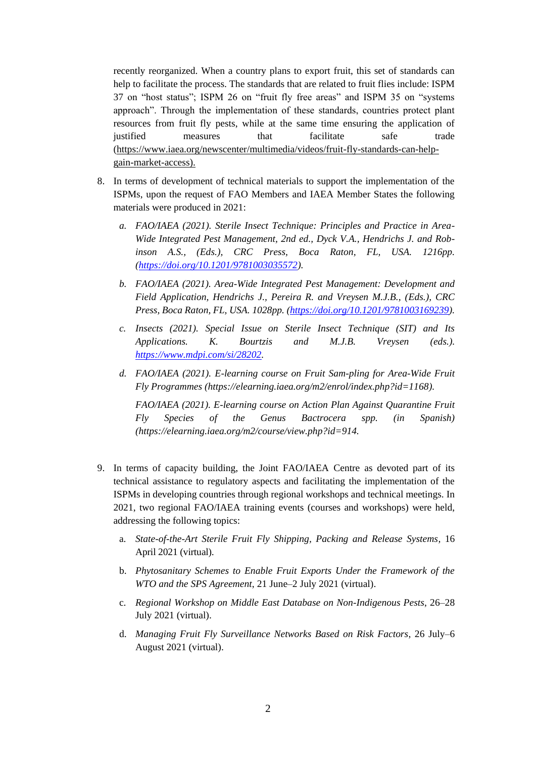recently reorganized. When a country plans to export fruit, this set of standards can help to facilitate the process. The standards that are related to fruit flies include: ISPM 37 on "host status"; ISPM 26 on "fruit fly free areas" and ISPM 35 on "systems approach". Through the implementation of these standards, countries protect plant resources from fruit fly pests, while at the same time ensuring the application of justified measures that facilitate safe trade (https://www.iaea.org/newscenter/multimedia/videos/fruit-fly-standards-can-help-gain-market-access).

8. In terms of development of technical materials to support the implementation of the ISPMs, upon the request of FAO Members and IAEA Member States the following materials were produced in 2021:

   a. *FAO/IAEA (2021). Sterile Insect Technique: Principles and Practice in Area-Wide Integrated Pest Management, 2nd ed., Dyck V.A., Hendrichs J. and Robinson A.S., (Eds.), CRC Press, Boca Raton, FL, USA. 1216pp. (https://doi.org/10.1201/9781003035572).*

   b. *FAO/IAEA (2021). Area-Wide Integrated Pest Management: Development and Field Application, Hendrichs J., Pereira R. and Vreysen M.J.B., (Eds.), CRC Press, Boca Raton, FL, USA. 1028pp. (https://doi.org/10.1201/9781003169239).*

   c. *Insects (2021). Special Issue on Sterile Insect Technique (SIT) and Its Applications. K. Bourtzis and M.J.B. Vreysen (eds.). https://www.mdpi.com/si/28202.*

   d. *FAO/IAEA (2021). E-learning course on Fruit Sam-pling for Area-Wide Fruit Fly Programmes (https://elearning.iaea.org/m2/enrol/index.php?id=1168).*

      *FAO/IAEA (2021). E-learning course on Action Plan Against Quarantine Fruit Fly Species of the Genus Bactrocera spp. (in Spanish) (https://elearning.iaea.org/m2/course/view.php?id=914.*

9. In terms of capacity building, the Joint FAO/IAEA Centre as devoted part of its technical assistance to regulatory aspects and facilitating the implementation of the ISPMs in developing countries through regional workshops and technical meetings. In 2021, two regional FAO/IAEA training events (courses and workshops) were held, addressing the following topics:

   a. *State-of-the-Art Sterile Fruit Fly Shipping, Packing and Release Systems*, 16 April 2021 (virtual).

   b. *Phytosanitary Schemes to Enable Fruit Exports Under the Framework of the WTO and the SPS Agreement*, 21 June–2 July 2021 (virtual).

   c. *Regional Workshop on Middle East Database on Non-Indigenous Pests*, 26–28 July 2021 (virtual).

   d. *Managing Fruit Fly Surveillance Networks Based on Risk Factors*, 26 July–6 August 2021 (virtual).